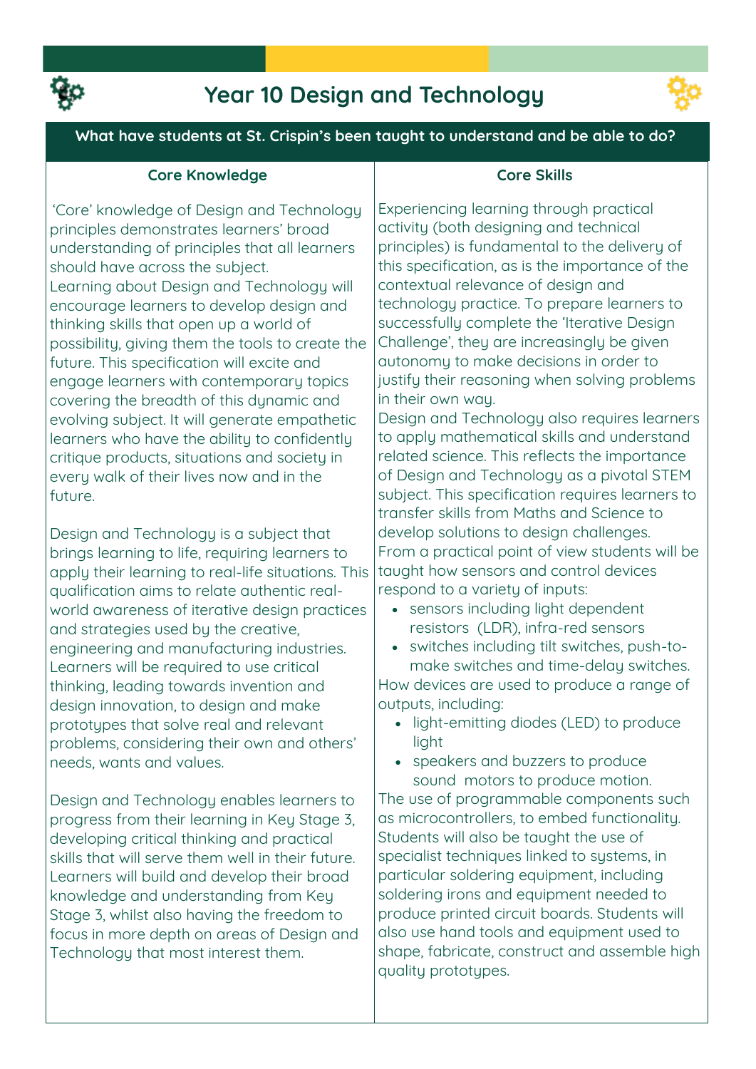# Year 10 Design and Technology

## What have students at St. Crispin's been taught to understand and be able to do?

### Core Knowledge

'Core' knowledge of Design and Technology principles demonstrates learners' broad understanding of principles that all learners should have across the subject.
Learning about Design and Technology will encourage learners to develop design and thinking skills that open up a world of possibility, giving them the tools to create the future. This specification will excite and engage learners with contemporary topics covering the breadth of this dynamic and evolving subject. It will generate empathetic learners who have the ability to confidently critique products, situations and society in every walk of their lives now and in the future.

Design and Technology is a subject that brings learning to life, requiring learners to apply their learning to real-life situations. This qualification aims to relate authentic real-world awareness of iterative design practices and strategies used by the creative, engineering and manufacturing industries. Learners will be required to use critical thinking, leading towards invention and design innovation, to design and make prototypes that solve real and relevant problems, considering their own and others' needs, wants and values.

Design and Technology enables learners to progress from their learning in Key Stage 3, developing critical thinking and practical skills that will serve them well in their future. Learners will build and develop their broad knowledge and understanding from Key Stage 3, whilst also having the freedom to focus in more depth on areas of Design and Technology that most interest them.

### Core Skills

Experiencing learning through practical activity (both designing and technical principles) is fundamental to the delivery of this specification, as is the importance of the contextual relevance of design and technology practice. To prepare learners to successfully complete the 'Iterative Design Challenge', they are increasingly be given autonomy to make decisions in order to justify their reasoning when solving problems in their own way.
Design and Technology also requires learners to apply mathematical skills and understand related science. This reflects the importance of Design and Technology as a pivotal STEM subject. This specification requires learners to transfer skills from Maths and Science to develop solutions to design challenges.
From a practical point of view students will be taught how sensors and control devices respond to a variety of inputs:

- sensors including light dependent resistors (LDR), infra-red sensors
- switches including tilt switches, push-to-make switches and time-delay switches.

How devices are used to produce a range of outputs, including:

- light-emitting diodes (LED) to produce light
- speakers and buzzers to produce sound motors to produce motion.

The use of programmable components such as microcontrollers, to embed functionality. Students will also be taught the use of specialist techniques linked to systems, in particular soldering equipment, including soldering irons and equipment needed to produce printed circuit boards. Students will also use hand tools and equipment used to shape, fabricate, construct and assemble high quality prototypes.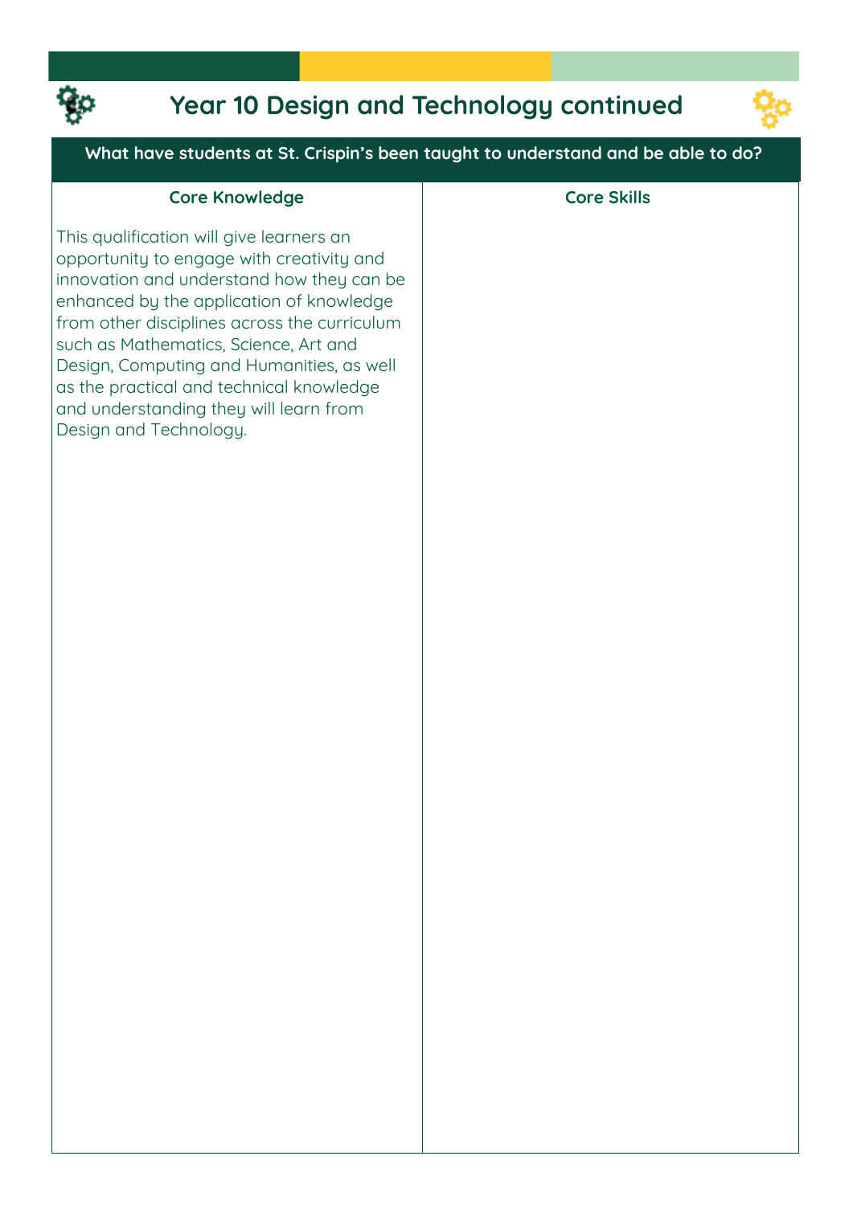# Year 10 Design and Technology continued

## What have students at St. Crispin's been taught to understand and be able to do?

| Core Knowledge | Core Skills |
| --- | --- |
| This qualification will give learners an opportunity to engage with creativity and innovation and understand how they can be enhanced by the application of knowledge from other disciplines across the curriculum such as Mathematics, Science, Art and Design, Computing and Humanities, as well as the practical and technical knowledge and understanding they will learn from Design and Technology. | |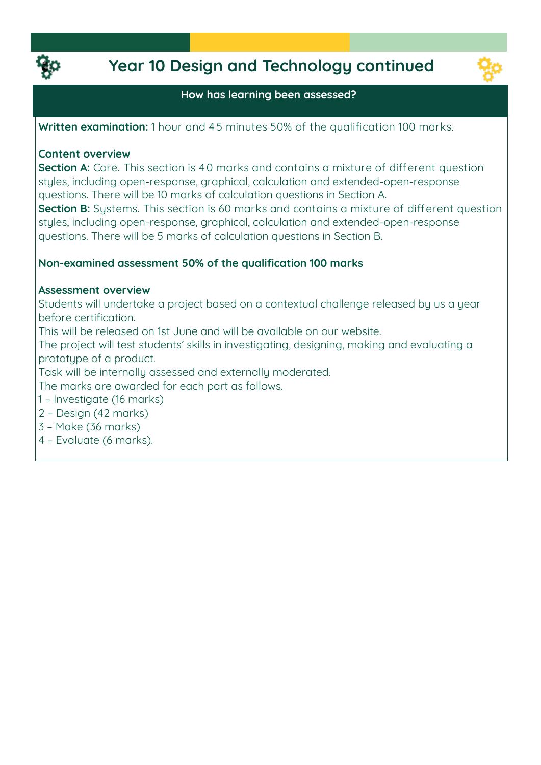# Year 10 Design and Technology continued

## How has learning been assessed?

**Written examination:** 1 hour and 45 minutes 50% of the qualification 100 marks.

**Content overview**

**Section A:** Core. This section is 40 marks and contains a mixture of different question styles, including open-response, graphical, calculation and extended-open-response questions. There will be 10 marks of calculation questions in Section A.

**Section B:** Systems. This section is 60 marks and contains a mixture of different question styles, including open-response, graphical, calculation and extended-open-response questions. There will be 5 marks of calculation questions in Section B.

**Non-examined assessment 50% of the qualification 100 marks**

**Assessment overview**

Students will undertake a project based on a contextual challenge released by us a year before certification.

This will be released on 1st June and will be available on our website.

The project will test students' skills in investigating, designing, making and evaluating a prototype of a product.

Task will be internally assessed and externally moderated.

The marks are awarded for each part as follows.

1 – Investigate (16 marks)
2 – Design (42 marks)
3 – Make (36 marks)
4 – Evaluate (6 marks).